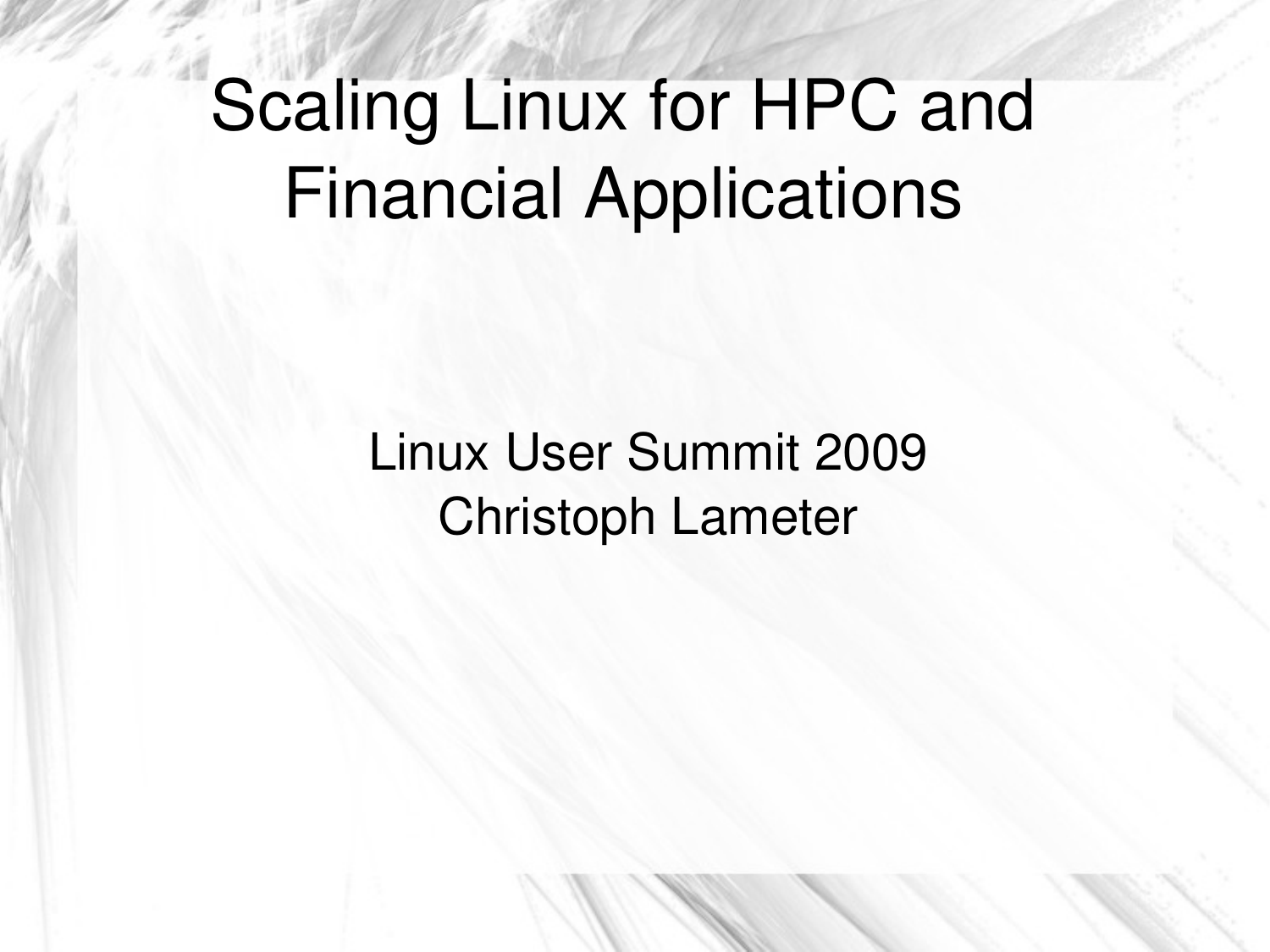# Scaling Linux for HPC and Financial Applications

Linux User Summit 2009

Christoph Lameter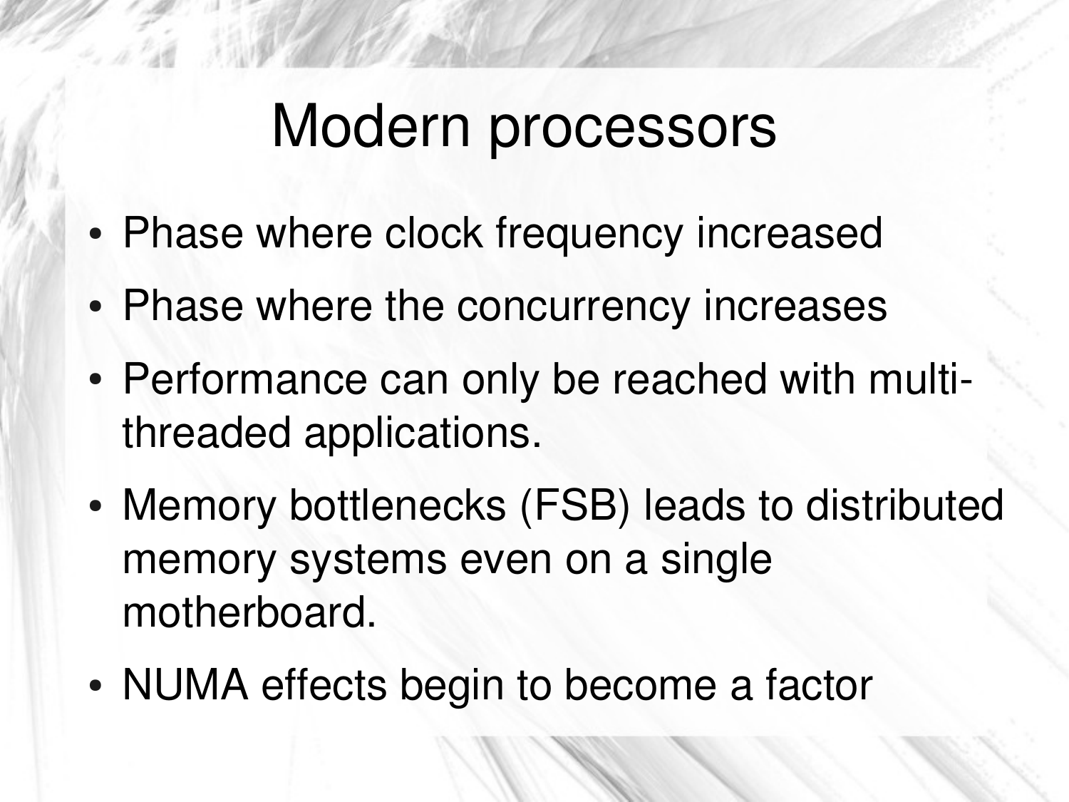# Modern processors

- Phase where clock frequency increased
- Phase where the concurrency increases
- Performance can only be reached with multi-threaded applications.
- Memory bottlenecks (FSB) leads to distributed memory systems even on a single motherboard.
- NUMA effects begin to become a factor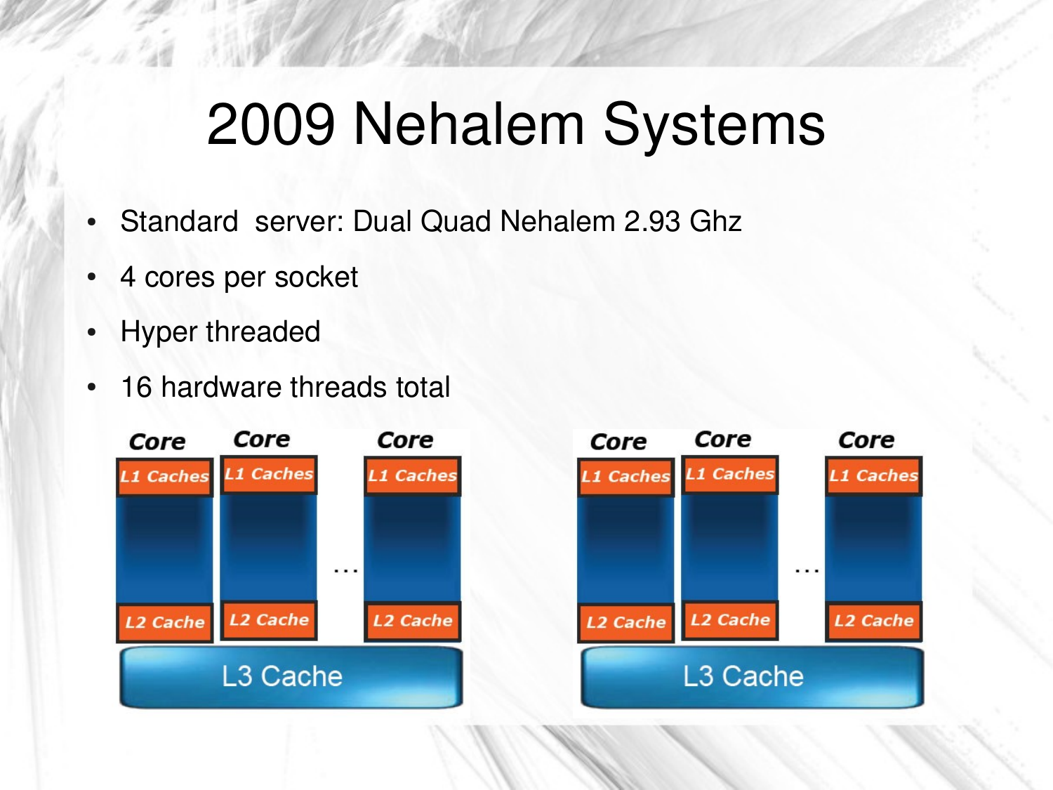# 2009 Nehalem Systems

- Standard server: Dual Quad Nehalem 2.93 Ghz
- 4 cores per socket
- Hyper threaded
- 16 hardware threads total

Core | Core | … | Core
L1 Caches | L1 Caches | | L1 Caches
L2 Cache | L2 Cache | | L2 Cache
L3 Cache

Core | Core | … | Core
L1 Caches | L1 Caches | | L1 Caches
L2 Cache | L2 Cache | | L2 Cache
L3 Cache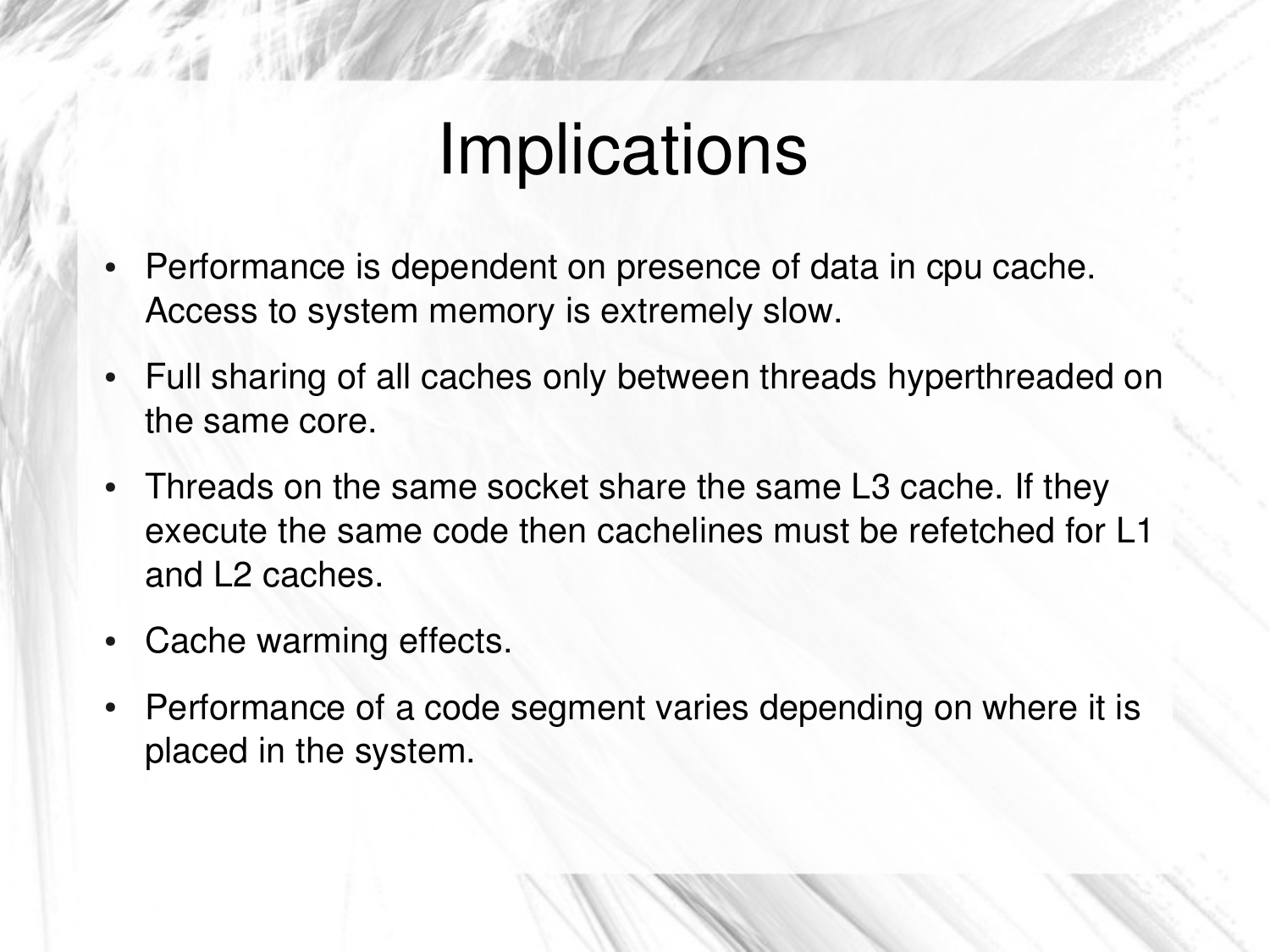# Implications

- Performance is dependent on presence of data in cpu cache. Access to system memory is extremely slow.
- Full sharing of all caches only between threads hyperthreaded on the same core.
- Threads on the same socket share the same L3 cache. If they execute the same code then cachelines must be refetched for L1 and L2 caches.
- Cache warming effects.
- Performance of a code segment varies depending on where it is placed in the system.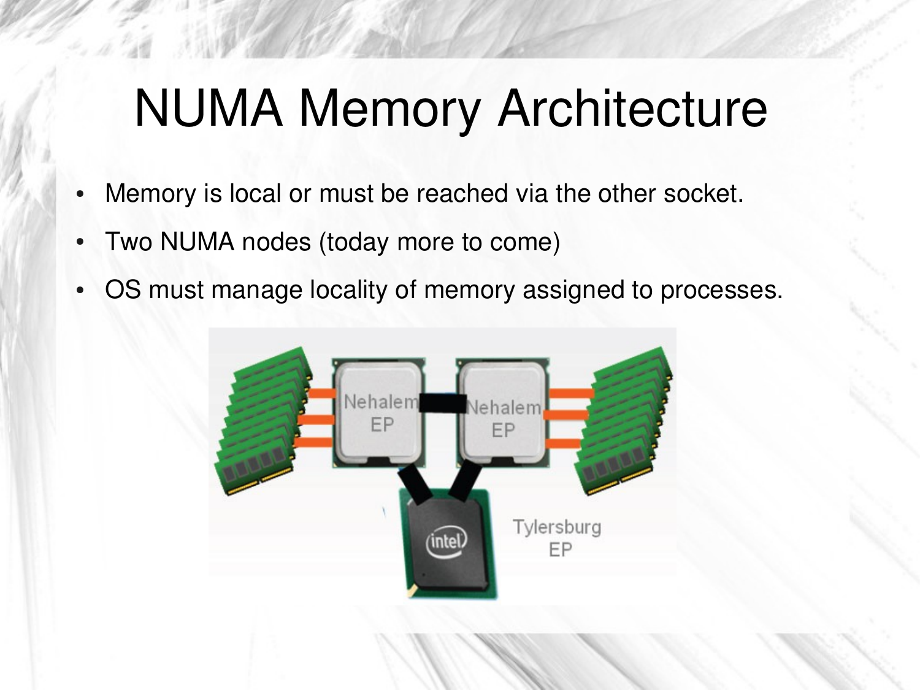# NUMA Memory Architecture

- Memory is local or must be reached via the other socket.
- Two NUMA nodes (today more to come)
- OS must manage locality of memory assigned to processes.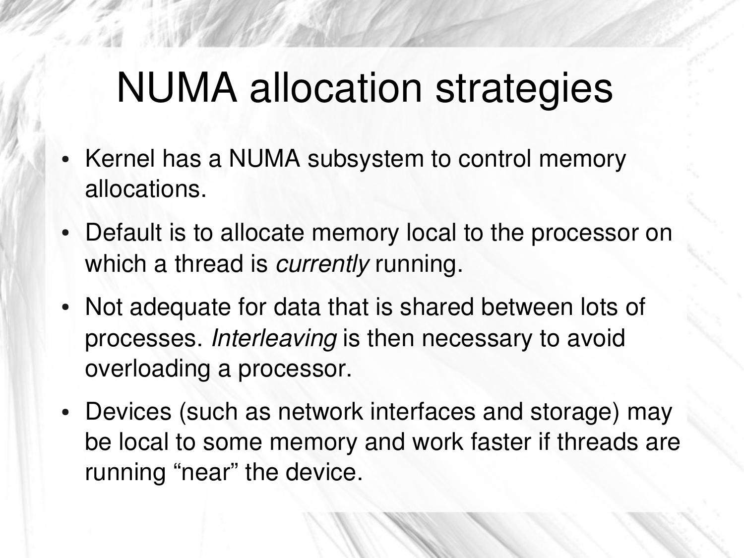# NUMA allocation strategies

- Kernel has a NUMA subsystem to control memory allocations.
- Default is to allocate memory local to the processor on which a thread is *currently* running.
- Not adequate for data that is shared between lots of processes. *Interleaving* is then necessary to avoid overloading a processor.
- Devices (such as network interfaces and storage) may be local to some memory and work faster if threads are running “near” the device.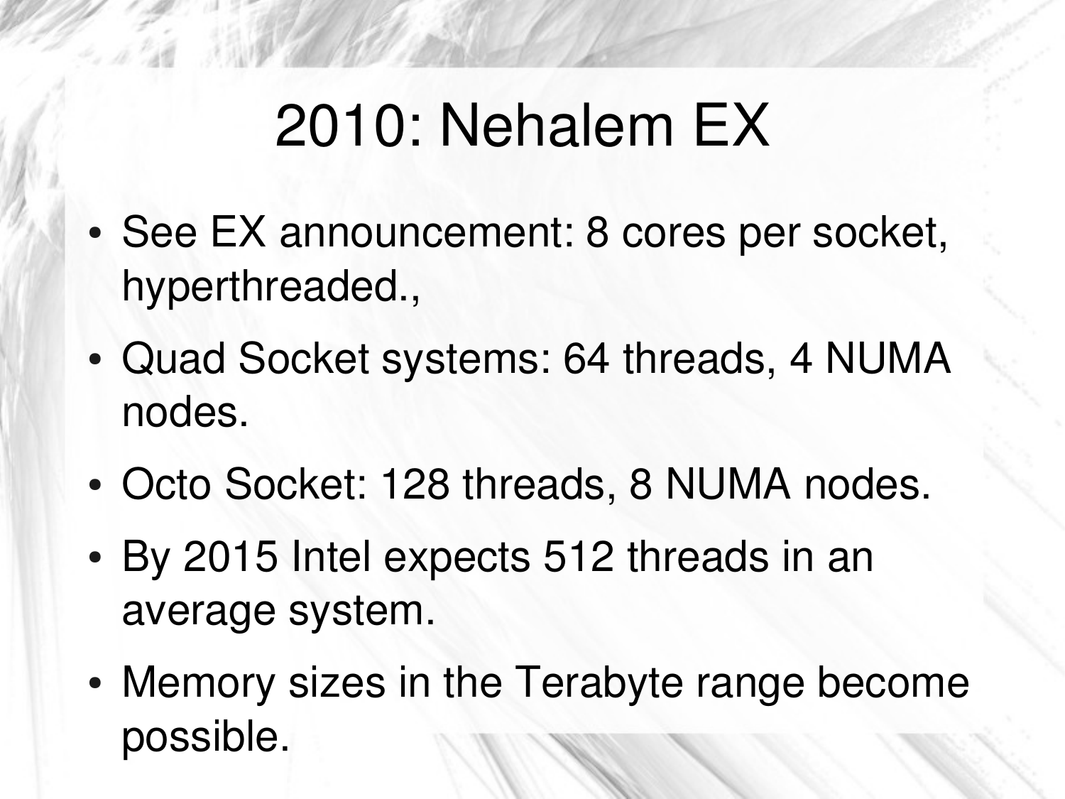# 2010: Nehalem EX

- See EX announcement: 8 cores per socket, hyperthreaded.,
- Quad Socket systems: 64 threads, 4 NUMA nodes.
- Octo Socket: 128 threads, 8 NUMA nodes.
- By 2015 Intel expects 512 threads in an average system.
- Memory sizes in the Terabyte range become possible.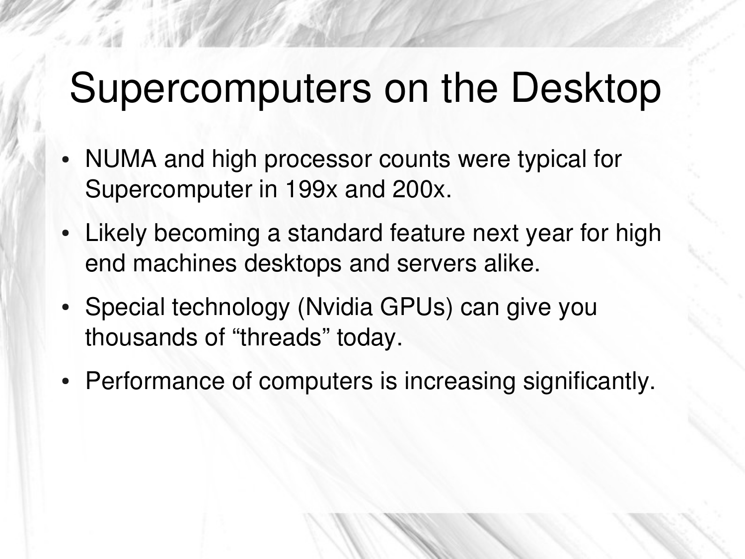# Supercomputers on the Desktop

- NUMA and high processor counts were typical for Supercomputer in 199x and 200x.
- Likely becoming a standard feature next year for high end machines desktops and servers alike.
- Special technology (Nvidia GPUs) can give you thousands of “threads” today.
- Performance of computers is increasing significantly.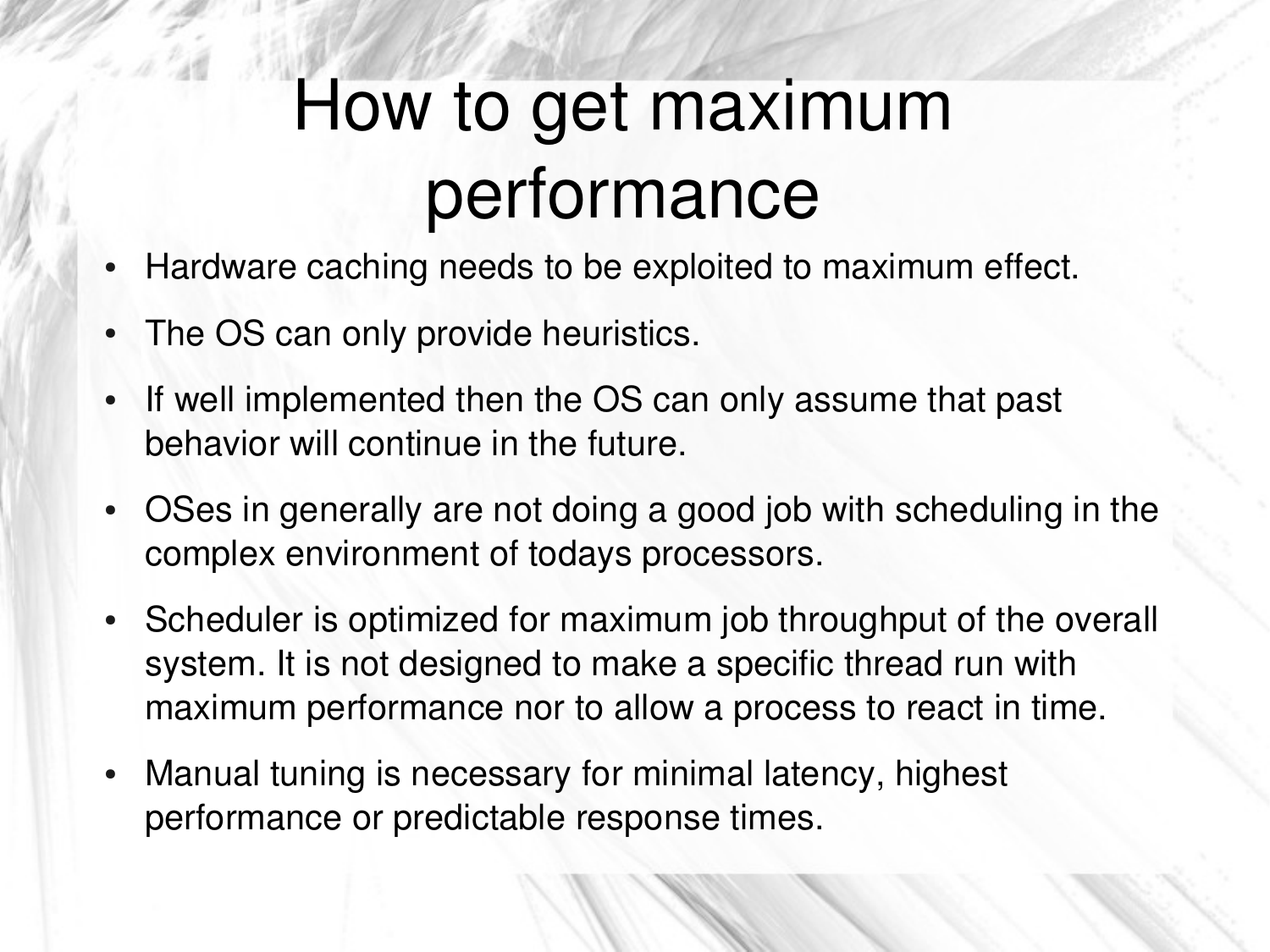# How to get maximum performance

- Hardware caching needs to be exploited to maximum effect.
- The OS can only provide heuristics.
- If well implemented then the OS can only assume that past behavior will continue in the future.
- OSes in generally are not doing a good job with scheduling in the complex environment of todays processors.
- Scheduler is optimized for maximum job throughput of the overall system. It is not designed to make a specific thread run with maximum performance nor to allow a process to react in time.
- Manual tuning is necessary for minimal latency, highest performance or predictable response times.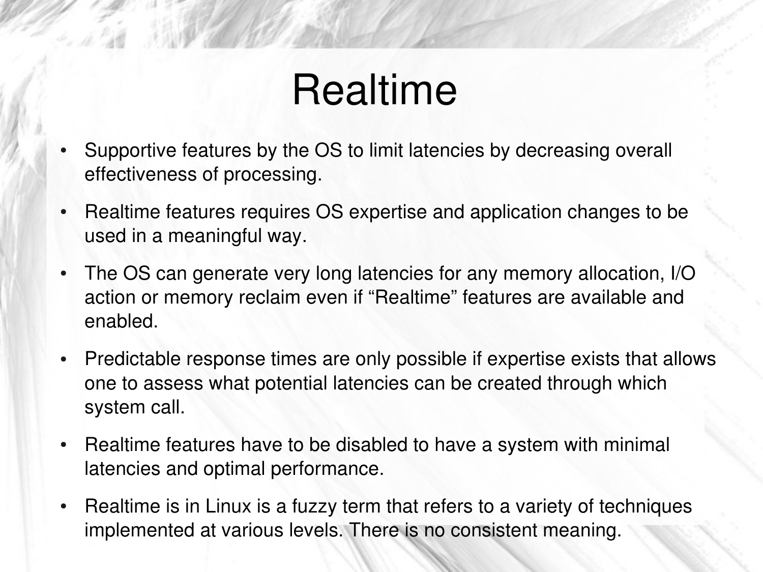# Realtime

- Supportive features by the OS to limit latencies by decreasing overall effectiveness of processing.
- Realtime features requires OS expertise and application changes to be used in a meaningful way.
- The OS can generate very long latencies for any memory allocation, I/O action or memory reclaim even if “Realtime” features are available and enabled.
- Predictable response times are only possible if expertise exists that allows one to assess what potential latencies can be created through which system call.
- Realtime features have to be disabled to have a system with minimal latencies and optimal performance.
- Realtime is in Linux is a fuzzy term that refers to a variety of techniques implemented at various levels. There is no consistent meaning.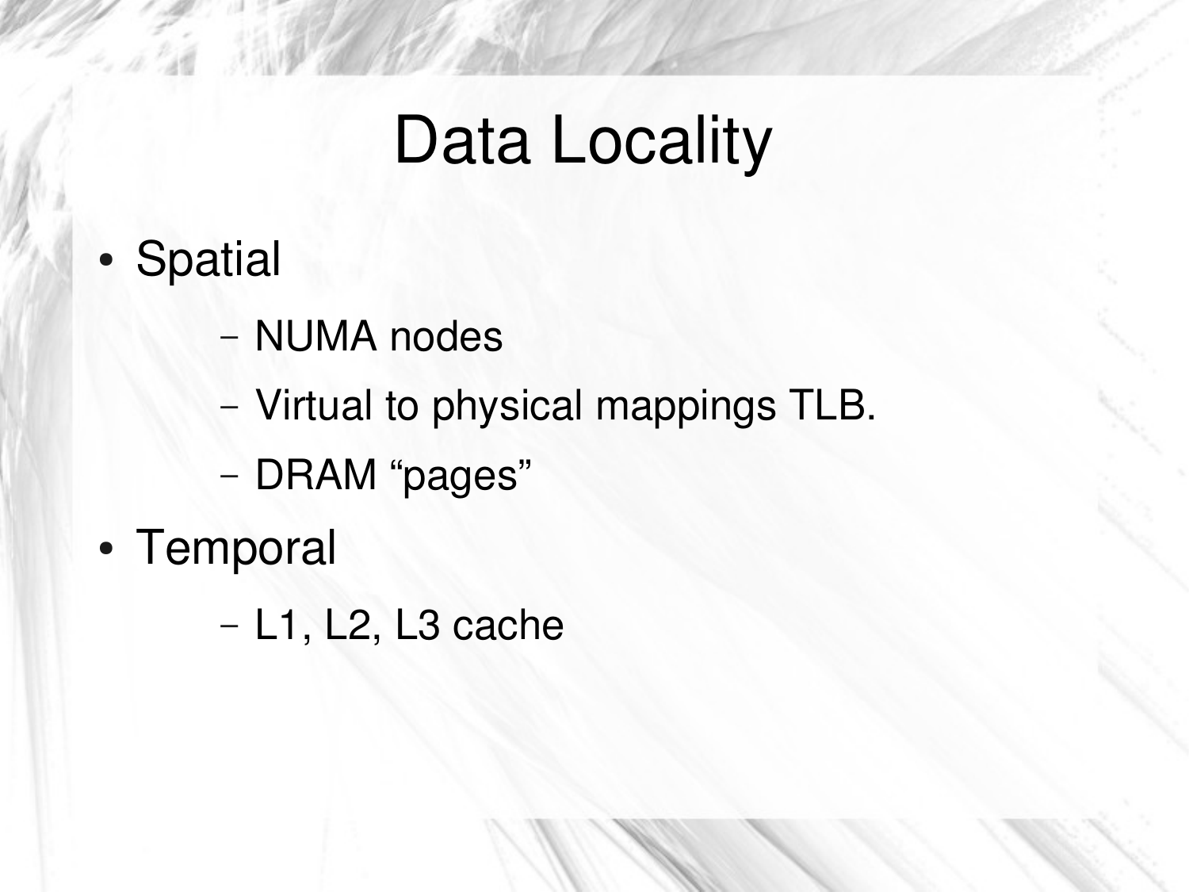# Data Locality

- Spatial
  - NUMA nodes
  - Virtual to physical mappings TLB.
  - DRAM “pages”
- Temporal
  - L1, L2, L3 cache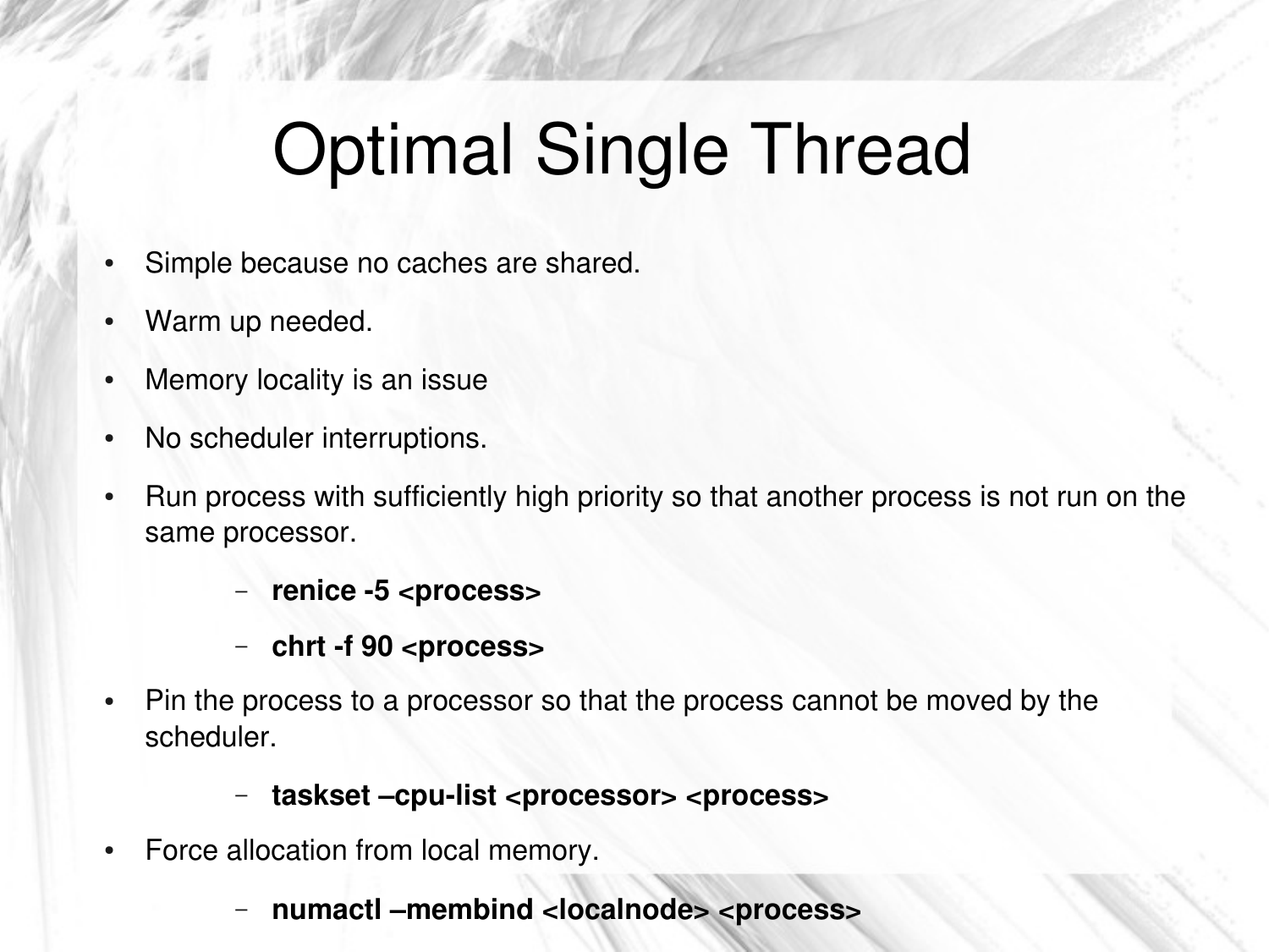# Optimal Single Thread

- Simple because no caches are shared.
- Warm up needed.
- Memory locality is an issue
- No scheduler interruptions.
- Run process with sufficiently high priority so that another process is not run on the same processor.
  - **renice -5 <process>**
  - **chrt -f 90 <process>**
- Pin the process to a processor so that the process cannot be moved by the scheduler.
  - **taskset –cpu-list <processor> <process>**
- Force allocation from local memory.
  - **numactl –membind <localnode> <process>**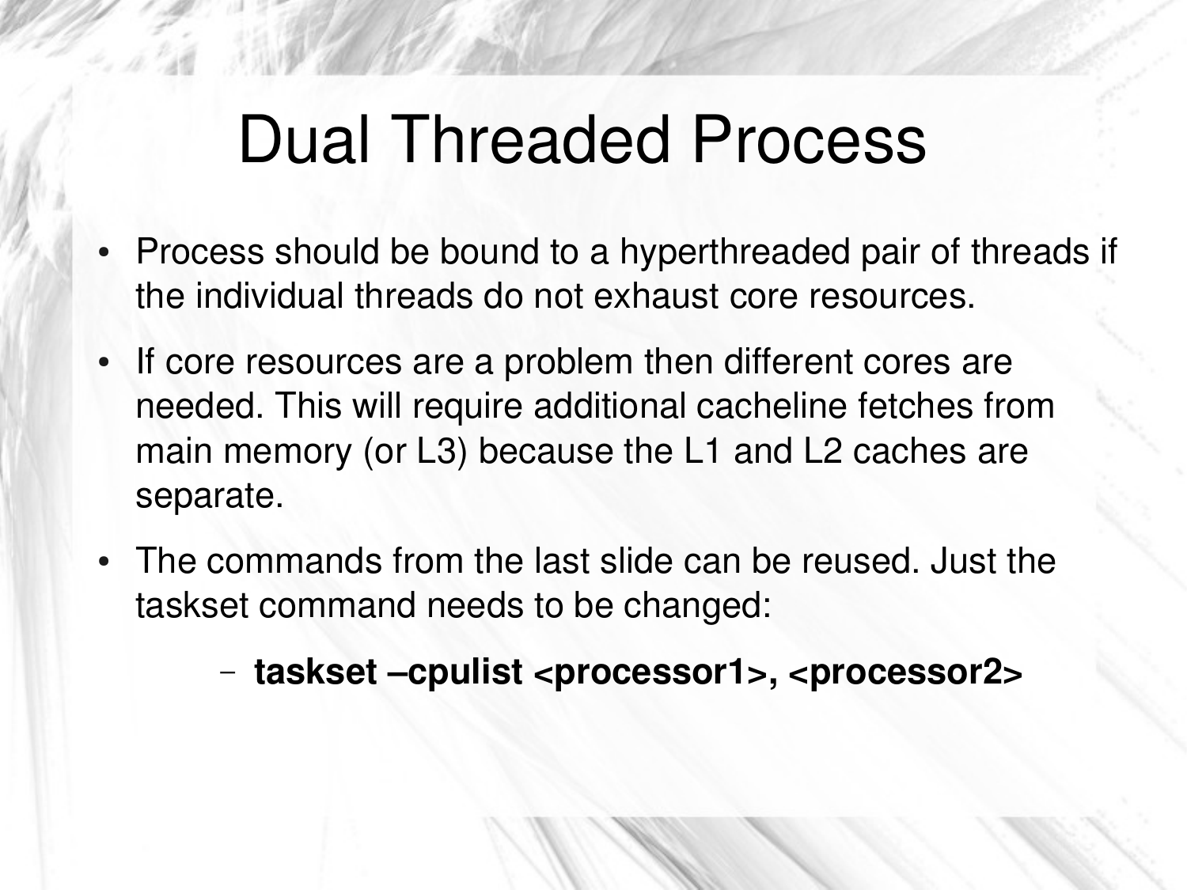# Dual Threaded Process

- Process should be bound to a hyperthreaded pair of threads if the individual threads do not exhaust core resources.
- If core resources are a problem then different cores are needed. This will require additional cacheline fetches from main memory (or L3) because the L1 and L2 caches are separate.
- The commands from the last slide can be reused. Just the taskset command needs to be changed:
  - **taskset –cpulist <processor1>, <processor2>**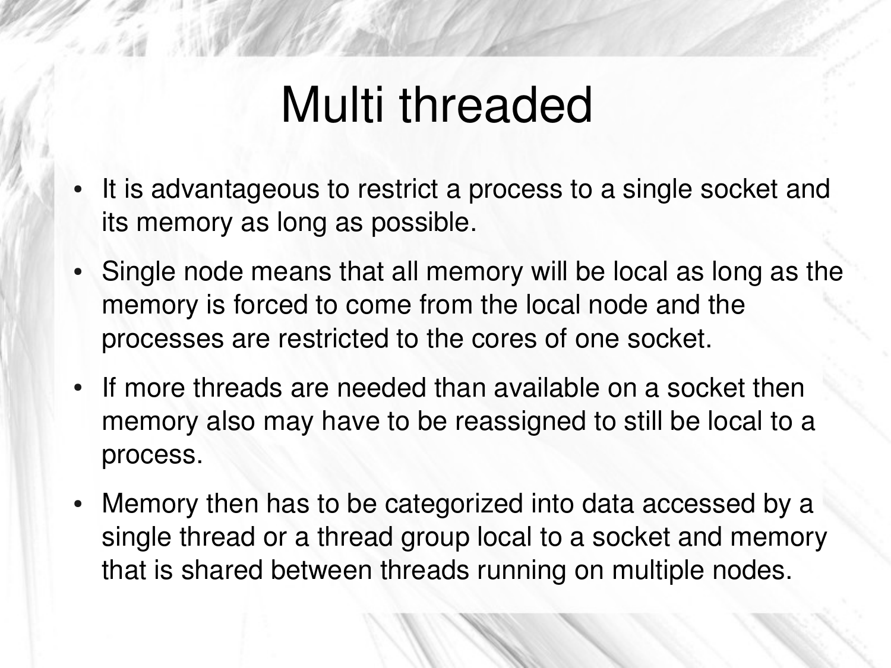# Multi threaded

- It is advantageous to restrict a process to a single socket and its memory as long as possible.
- Single node means that all memory will be local as long as the memory is forced to come from the local node and the processes are restricted to the cores of one socket.
- If more threads are needed than available on a socket then memory also may have to be reassigned to still be local to a process.
- Memory then has to be categorized into data accessed by a single thread or a thread group local to a socket and memory that is shared between threads running on multiple nodes.